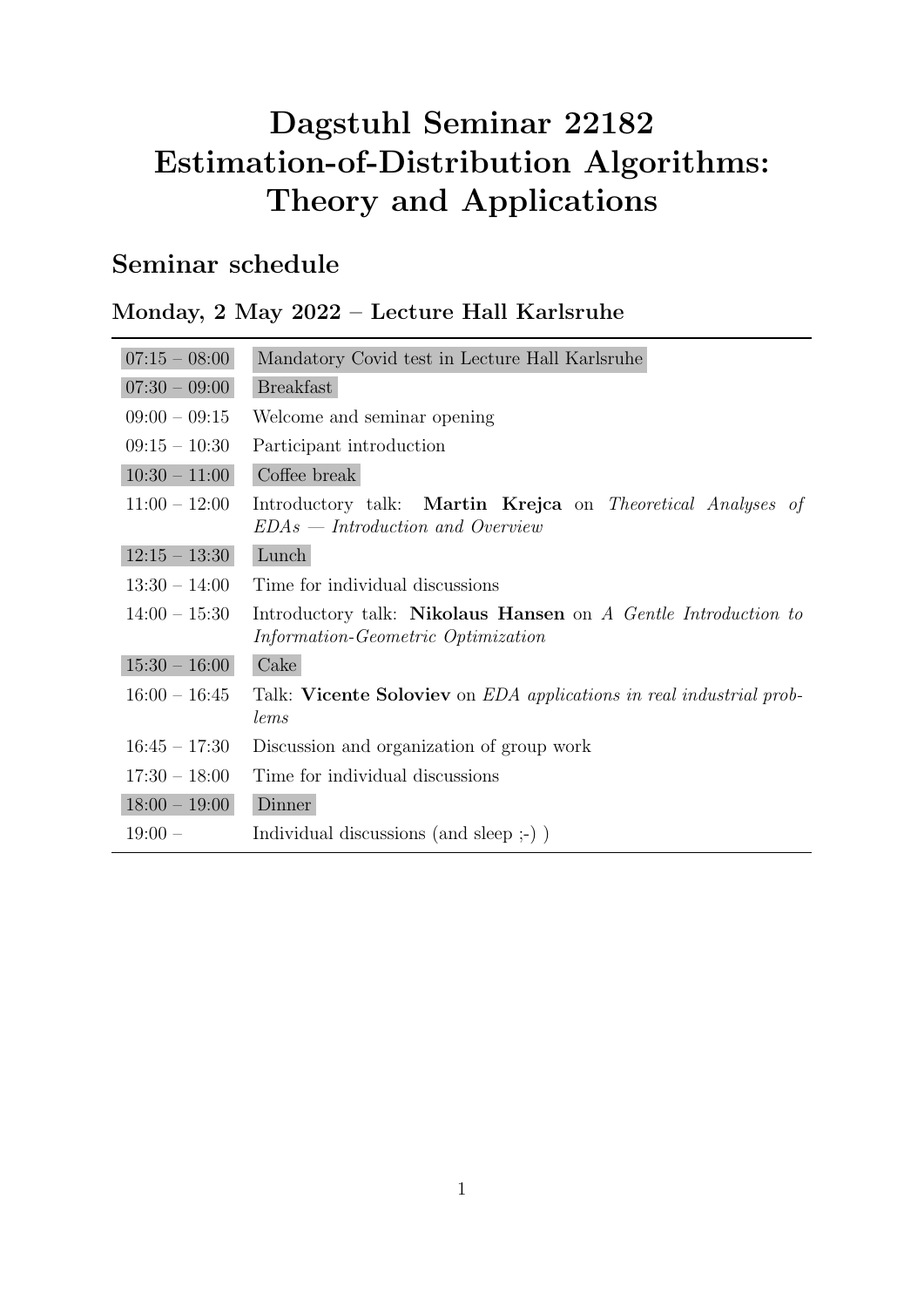# Dagstuhl Seminar 22182
# Estimation-of-Distribution Algorithms: Theory and Applications

## Seminar schedule

### Monday, 2 May 2022 – Lecture Hall Karlsruhe

| Time | Event |
|---|---|
| 07:15 – 08:00 | Mandatory Covid test in Lecture Hall Karlsruhe |
| 07:30 – 09:00 | Breakfast |
| 09:00 – 09:15 | Welcome and seminar opening |
| 09:15 – 10:30 | Participant introduction |
| 10:30 – 11:00 | Coffee break |
| 11:00 – 12:00 | Introductory talk: **Martin Krejca** on *Theoretical Analyses of EDAs — Introduction and Overview* |
| 12:15 – 13:30 | Lunch |
| 13:30 – 14:00 | Time for individual discussions |
| 14:00 – 15:30 | Introductory talk: **Nikolaus Hansen** on *A Gentle Introduction to Information-Geometric Optimization* |
| 15:30 – 16:00 | Cake |
| 16:00 – 16:45 | Talk: **Vicente Soloviev** on *EDA applications in real industrial problems* |
| 16:45 – 17:30 | Discussion and organization of group work |
| 17:30 – 18:00 | Time for individual discussions |
| 18:00 – 19:00 | Dinner |
| 19:00 – | Individual discussions (and sleep ;-) ) |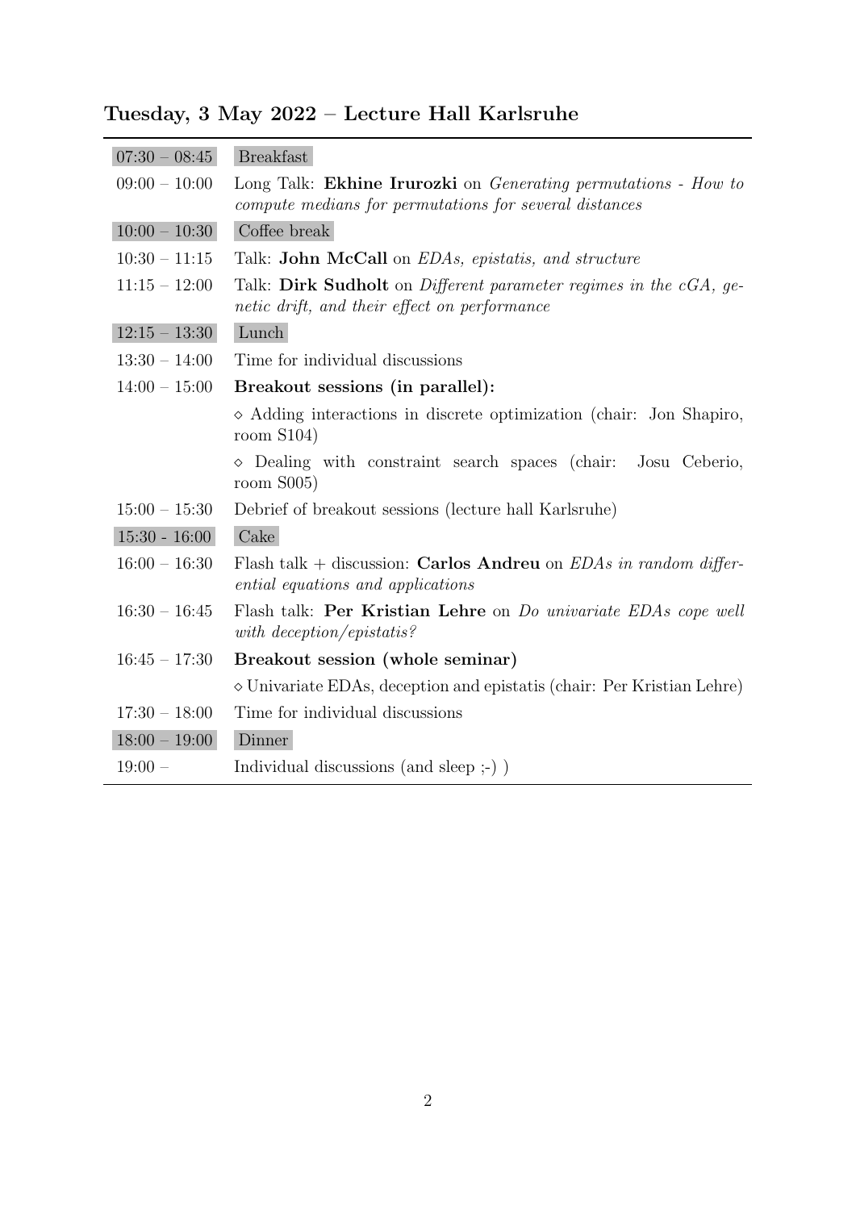## Tuesday, 3 May 2022 – Lecture Hall Karlsruhe

| | |
|---|---|
| 07:30 – 08:45 | Breakfast |
| 09:00 – 10:00 | Long Talk: **Ekhine Irurozki** on *Generating permutations - How to compute medians for permutations for several distances* |
| 10:00 – 10:30 | Coffee break |
| 10:30 – 11:15 | Talk: **John McCall** on *EDAs, epistatis, and structure* |
| 11:15 – 12:00 | Talk: **Dirk Sudholt** on *Different parameter regimes in the cGA, genetic drift, and their effect on performance* |
| 12:15 – 13:30 | Lunch |
| 13:30 – 14:00 | Time for individual discussions |
| 14:00 – 15:00 | **Breakout sessions (in parallel):** |
| | ⋄ Adding interactions in discrete optimization (chair: Jon Shapiro, room S104) |
| | ⋄ Dealing with constraint search spaces (chair: Josu Ceberio, room S005) |
| 15:00 – 15:30 | Debrief of breakout sessions (lecture hall Karlsruhe) |
| 15:30 - 16:00 | Cake |
| 16:00 – 16:30 | Flash talk + discussion: **Carlos Andreu** on *EDAs in random differential equations and applications* |
| 16:30 – 16:45 | Flash talk: **Per Kristian Lehre** on *Do univariate EDAs cope well with deception/epistatis?* |
| 16:45 – 17:30 | **Breakout session (whole seminar)** |
| | ⋄ Univariate EDAs, deception and epistatis (chair: Per Kristian Lehre) |
| 17:30 – 18:00 | Time for individual discussions |
| 18:00 – 19:00 | Dinner |
| 19:00 – | Individual discussions (and sleep ;-) ) |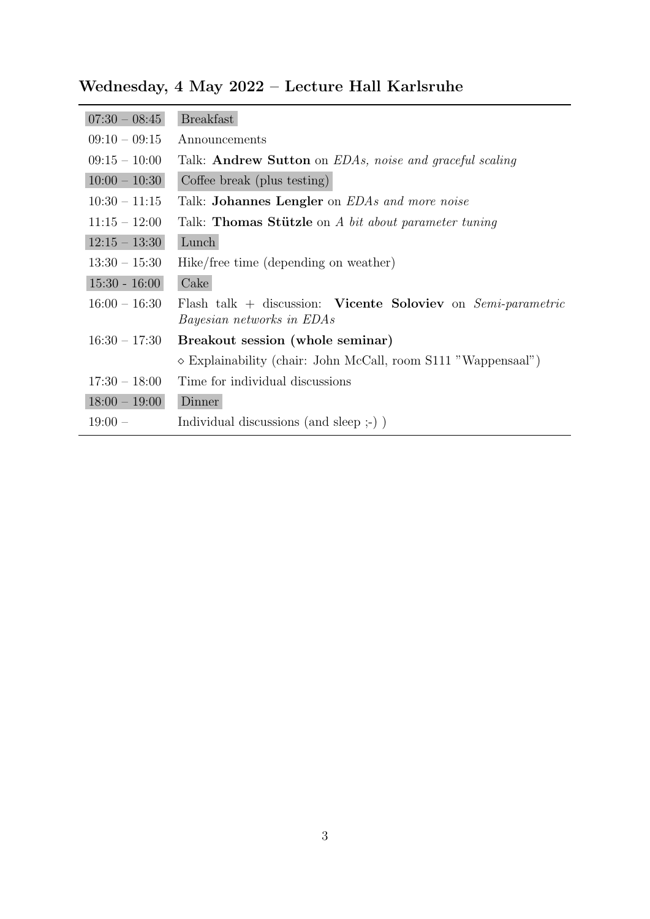## Wednesday, 4 May 2022 – Lecture Hall Karlsruhe

| | |
|---|---|
| 07:30 – 08:45 | Breakfast |
| 09:10 – 09:15 | Announcements |
| 09:15 – 10:00 | Talk: **Andrew Sutton** on *EDAs, noise and graceful scaling* |
| 10:00 – 10:30 | Coffee break (plus testing) |
| 10:30 – 11:15 | Talk: **Johannes Lengler** on *EDAs and more noise* |
| 11:15 – 12:00 | Talk: **Thomas Stützle** on *A bit about parameter tuning* |
| 12:15 – 13:30 | Lunch |
| 13:30 – 15:30 | Hike/free time (depending on weather) |
| 15:30 - 16:00 | Cake |
| 16:00 – 16:30 | Flash talk + discussion: **Vicente Soloviev** on *Semi-parametric Bayesian networks in EDAs* |
| 16:30 – 17:30 | **Breakout session (whole seminar)** |
| | ⋄ Explainability (chair: John McCall, room S111 "Wappensaal") |
| 17:30 – 18:00 | Time for individual discussions |
| 18:00 – 19:00 | Dinner |
| 19:00 – | Individual discussions (and sleep ;-) ) |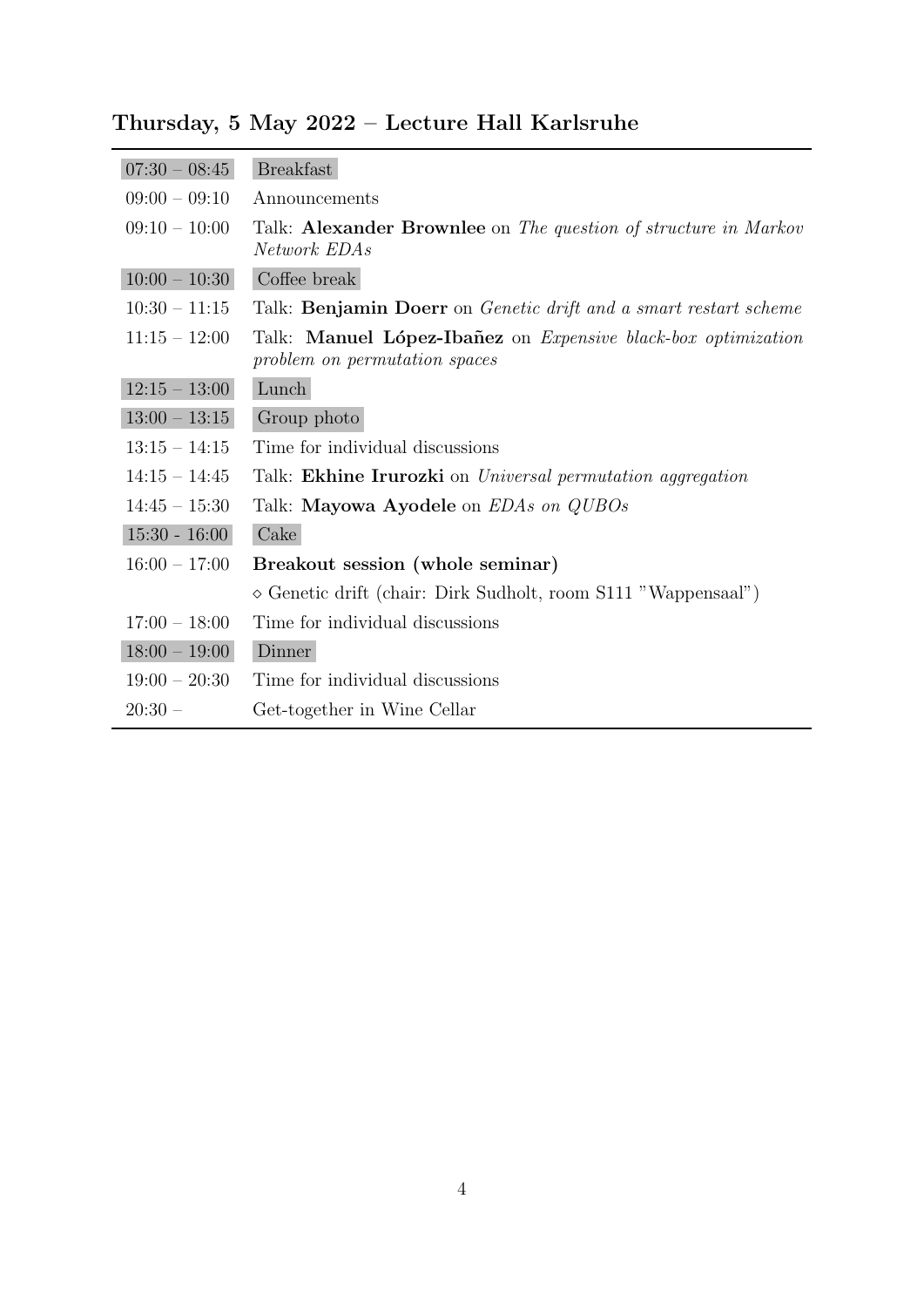## Thursday, 5 May 2022 – Lecture Hall Karlsruhe

| | |
|---|---|
| 07:30 – 08:45 | Breakfast |
| 09:00 – 09:10 | Announcements |
| 09:10 – 10:00 | Talk: **Alexander Brownlee** on *The question of structure in Markov Network EDAs* |
| 10:00 – 10:30 | Coffee break |
| 10:30 – 11:15 | Talk: **Benjamin Doerr** on *Genetic drift and a smart restart scheme* |
| 11:15 – 12:00 | Talk: **Manuel López-Ibañez** on *Expensive black-box optimization problem on permutation spaces* |
| 12:15 – 13:00 | Lunch |
| 13:00 – 13:15 | Group photo |
| 13:15 – 14:15 | Time for individual discussions |
| 14:15 – 14:45 | Talk: **Ekhine Irurozki** on *Universal permutation aggregation* |
| 14:45 – 15:30 | Talk: **Mayowa Ayodele** on *EDAs on QUBOs* |
| 15:30 - 16:00 | Cake |
| 16:00 – 17:00 | **Breakout session (whole seminar)** |
| | ⋄ Genetic drift (chair: Dirk Sudholt, room S111 "Wappensaal") |
| 17:00 – 18:00 | Time for individual discussions |
| 18:00 – 19:00 | Dinner |
| 19:00 – 20:30 | Time for individual discussions |
| 20:30 – | Get-together in Wine Cellar |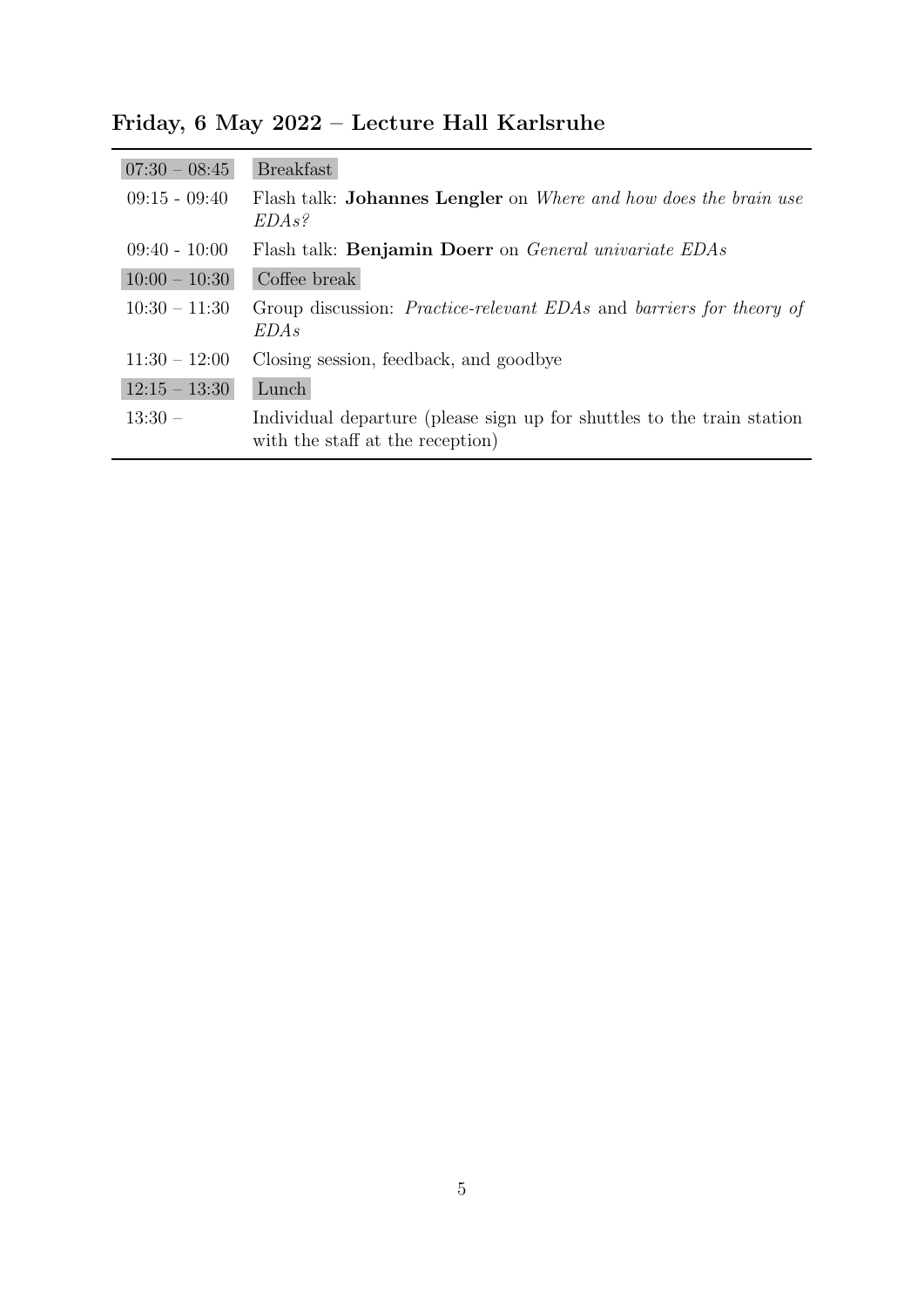## Friday, 6 May 2022 – Lecture Hall Karlsruhe

| | |
|---|---|
| 07:30 – 08:45 | Breakfast |
| 09:15 - 09:40 | Flash talk: **Johannes Lengler** on *Where and how does the brain use EDAs?* |
| 09:40 - 10:00 | Flash talk: **Benjamin Doerr** on *General univariate EDAs* |
| 10:00 – 10:30 | Coffee break |
| 10:30 – 11:30 | Group discussion: *Practice-relevant EDAs* and *barriers for theory of EDAs* |
| 11:30 – 12:00 | Closing session, feedback, and goodbye |
| 12:15 – 13:30 | Lunch |
| 13:30 – | Individual departure (please sign up for shuttles to the train station with the staff at the reception) |